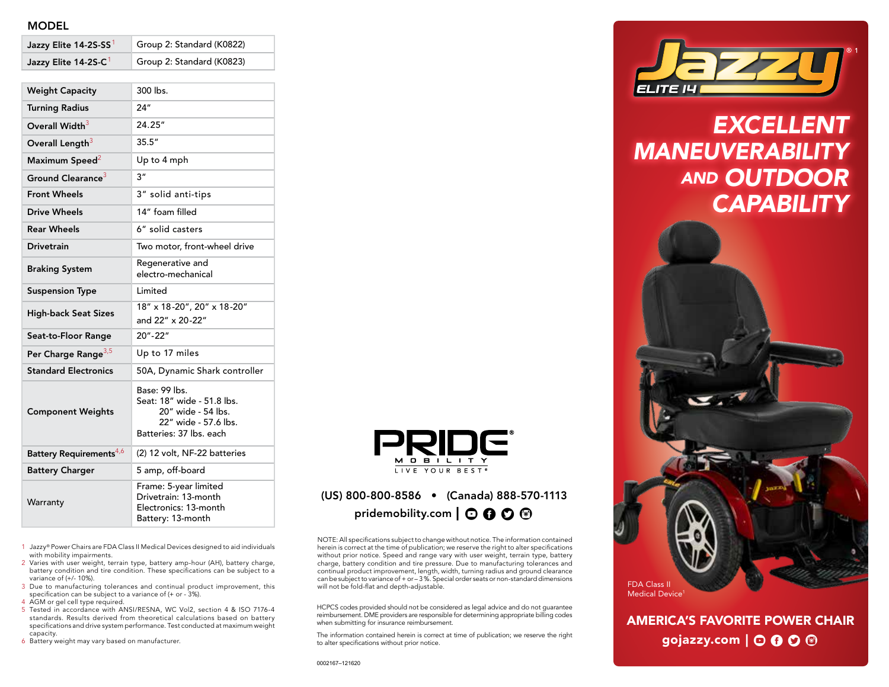## MODEL

| Model | Group |
|---|---|
| Jazzy Elite 14-2S-SS[1] | Group 2: Standard (K0822) |
| Jazzy Elite 14-2S-C[1] | Group 2: Standard (K0823) |

| Specification | Value |
|---|---|
| Weight Capacity | 300 lbs. |
| Turning Radius | 24" |
| Overall Width[3] | 24.25" |
| Overall Length[3] | 35.5" |
| Maximum Speed[2] | Up to 4 mph |
| Ground Clearance[3] | 3" |
| Front Wheels | 3" solid anti-tips |
| Drive Wheels | 14" foam filled |
| Rear Wheels | 6" solid casters |
| Drivetrain | Two motor, front-wheel drive |
| Braking System | Regenerative and electro-mechanical |
| Suspension Type | Limited |
| High-back Seat Sizes | 18" x 18-20", 20" x 18-20" and 22" x 20-22" |
| Seat-to-Floor Range | 20"-22" |
| Per Charge Range[3,5] | Up to 17 miles |
| Standard Electronics | 50A, Dynamic Shark controller |
| Component Weights | Base: 99 lbs.<br>Seat: 18" wide - 51.8 lbs.<br>20" wide - 54 lbs.<br>22" wide - 57.6 lbs.<br>Batteries: 37 lbs. each |
| Battery Requirements[4,6] | (2) 12 volt, NF-22 batteries |
| Battery Charger | 5 amp, off-board |
| Warranty | Frame: 5-year limited<br>Drivetrain: 13-month<br>Electronics: 13-month<br>Battery: 13-month |

1. Jazzy® Power Chairs are FDA Class II Medical Devices designed to aid individuals with mobility impairments.
2. Varies with user weight, terrain type, battery amp-hour (AH), battery charge, battery condition and tire condition. These specifications can be subject to a variance of (+/- 10%).
3. Due to manufacturing tolerances and continual product improvement, this specification can be subject to a variance of (+ or - 3%).
4. AGM or gel cell type required.
5. Tested in accordance with ANSI/RESNA, WC Vol2, section 4 & ISO 7176-4 standards. Results derived from theoretical calculations based on battery specifications and drive system performance. Test conducted at maximum weight capacity.
6. Battery weight may vary based on manufacturer.

PRIDE® MOBILITY — LIVE YOUR BEST®

(US) 800-800-8586 • (Canada) 888-570-1113

pridemobility.com

NOTE: All specifications subject to change without notice. The information contained herein is correct at the time of publication; we reserve the right to alter specifications without prior notice. Speed and range vary with user weight, terrain type, battery charge, battery condition and tire pressure. Due to manufacturing tolerances and continual product improvement, length, width, turning radius and ground clearance can be subject to variance of + or – 3 %. Special order seats or non-standard dimensions will not be fold-flat and depth-adjustable.

HCPCS codes provided should not be considered as legal advice and do not guarantee reimbursement. DME providers are responsible for determining appropriate billing codes when submitting for insurance reimbursement.

The information contained herein is correct at time of publication; we reserve the right to alter specifications without prior notice.

0002167–121620

# Jazzy® ELITE 14[1]

## EXCELLENT MANEUVERABILITY AND OUTDOOR CAPABILITY

FDA Class II Medical Device[1]

**AMERICA'S FAVORITE POWER CHAIR**

gojazzy.com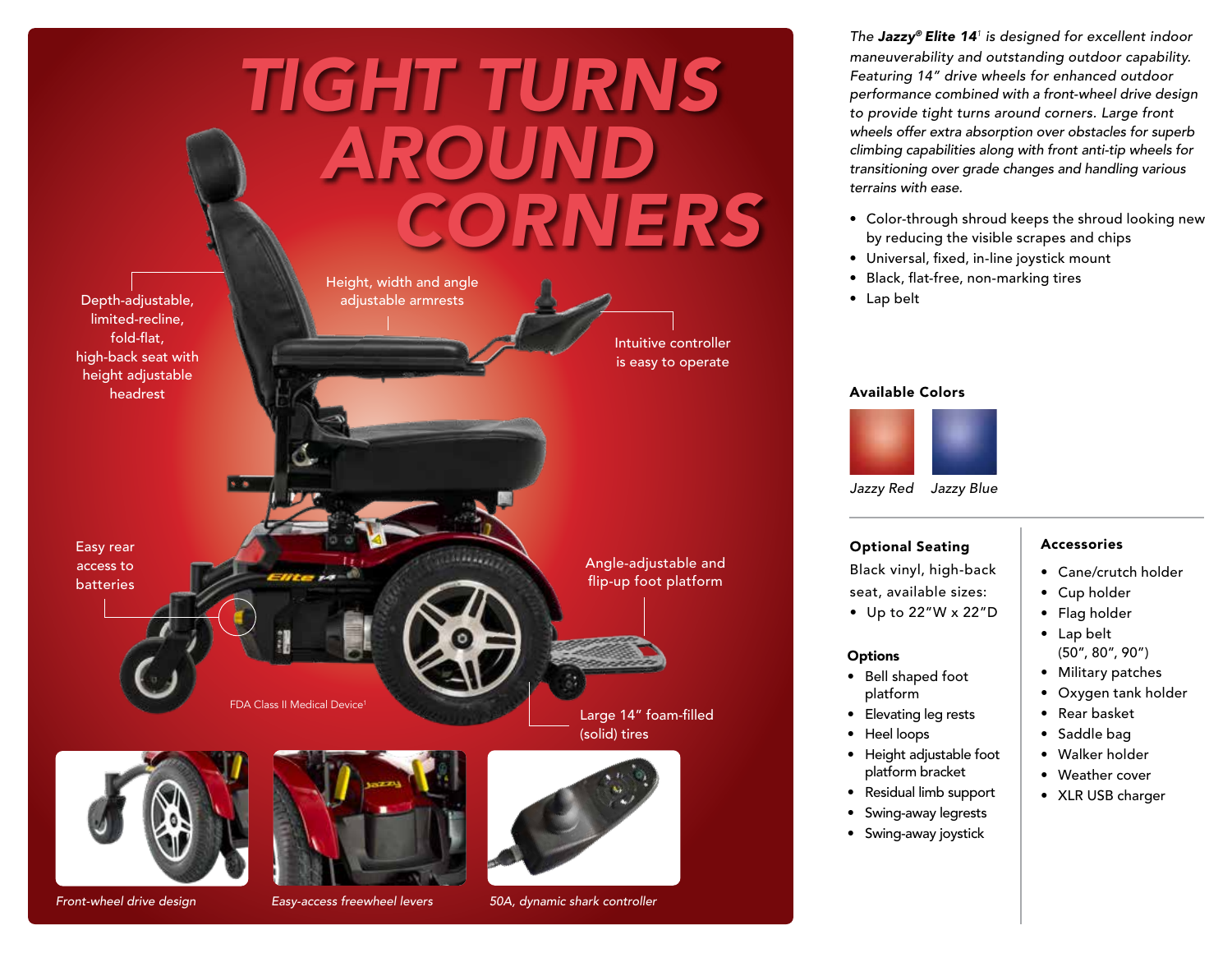# TIGHT TURNS AROUND CORNERS

Depth-adjustable, limited-recline, fold-flat, high-back seat with height adjustable headrest

Height, width and angle adjustable armrests

Intuitive controller is easy to operate

Easy rear access to batteries

Angle-adjustable and flip-up foot platform

Large 14" foam-filled (solid) tires

FDA Class II Medical Device[1]

*Front-wheel drive design*

*Easy-access freewheel levers*

*50A, dynamic shark controller*

*The **Jazzy® Elite 14**[1] is designed for excellent indoor maneuverability and outstanding outdoor capability. Featuring 14" drive wheels for enhanced outdoor performance combined with a front-wheel drive design to provide tight turns around corners. Large front wheels offer extra absorption over obstacles for superb climbing capabilities along with front anti-tip wheels for transitioning over grade changes and handling various terrains with ease.*

- Color-through shroud keeps the shroud looking new by reducing the visible scrapes and chips
- Universal, fixed, in-line joystick mount
- Black, flat-free, non-marking tires
- Lap belt

### Available Colors

*Jazzy Red* *Jazzy Blue*

### Optional Seating

Black vinyl, high-back seat, available sizes:

- Up to 22"W x 22"D

### Options

- Bell shaped foot platform
- Elevating leg rests
- Heel loops
- Height adjustable foot platform bracket
- Residual limb support
- Swing-away legrests
- Swing-away joystick

### Accessories

- Cane/crutch holder
- Cup holder
- Flag holder
- Lap belt (50", 80", 90")
- Military patches
- Oxygen tank holder
- Rear basket
- Saddle bag
- Walker holder
- Weather cover
- XLR USB charger